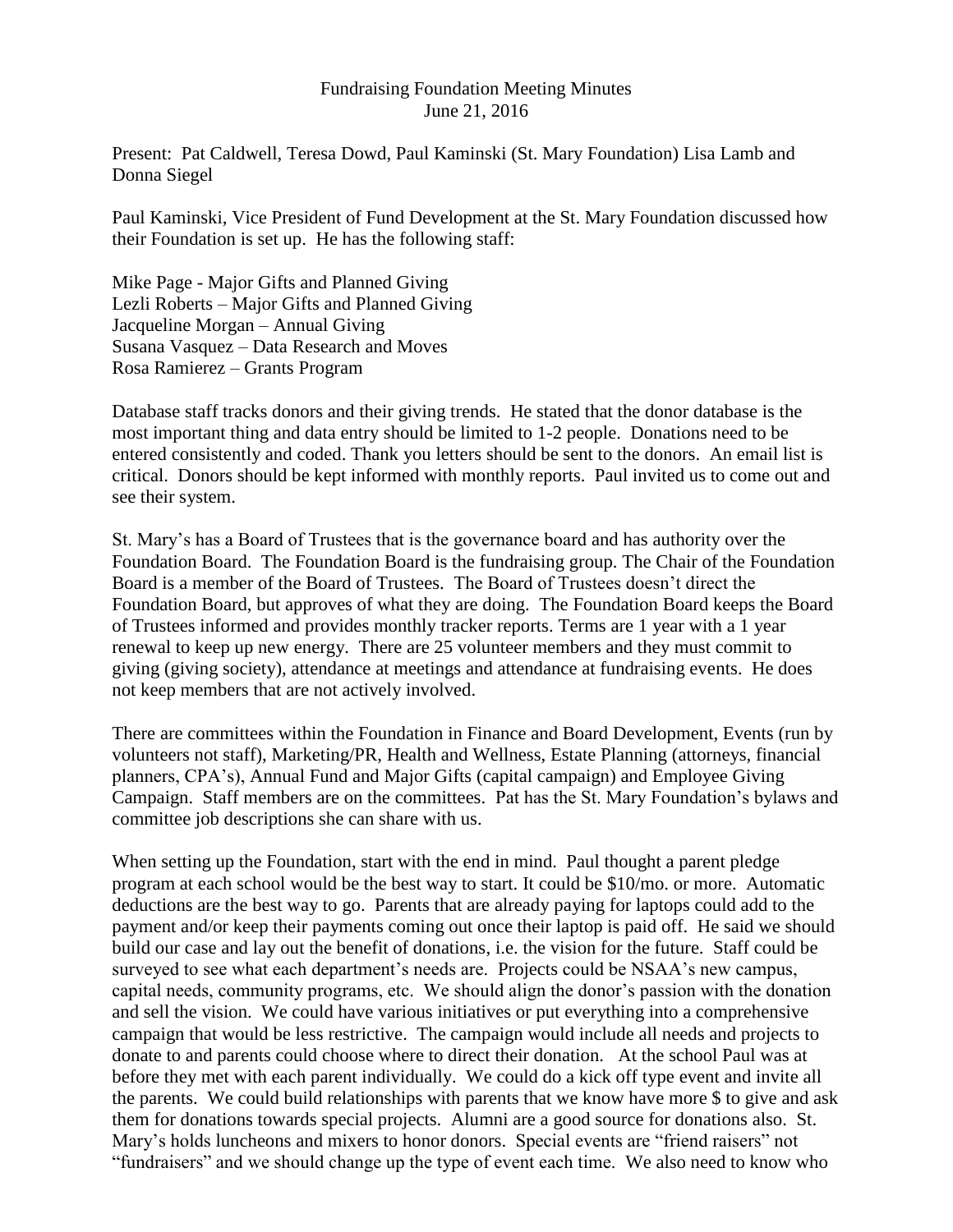# Fundraising Foundation Meeting Minutes

June 21, 2016

Present: Pat Caldwell, Teresa Dowd, Paul Kaminski (St. Mary Foundation) Lisa Lamb and Donna Siegel

Paul Kaminski, Vice President of Fund Development at the St. Mary Foundation discussed how their Foundation is set up. He has the following staff:

Mike Page - Major Gifts and Planned Giving
Lezli Roberts – Major Gifts and Planned Giving
Jacqueline Morgan – Annual Giving
Susana Vasquez – Data Research and Moves
Rosa Ramierez – Grants Program

Database staff tracks donors and their giving trends. He stated that the donor database is the most important thing and data entry should be limited to 1-2 people. Donations need to be entered consistently and coded. Thank you letters should be sent to the donors. An email list is critical. Donors should be kept informed with monthly reports. Paul invited us to come out and see their system.

St. Mary's has a Board of Trustees that is the governance board and has authority over the Foundation Board. The Foundation Board is the fundraising group. The Chair of the Foundation Board is a member of the Board of Trustees. The Board of Trustees doesn't direct the Foundation Board, but approves of what they are doing. The Foundation Board keeps the Board of Trustees informed and provides monthly tracker reports. Terms are 1 year with a 1 year renewal to keep up new energy. There are 25 volunteer members and they must commit to giving (giving society), attendance at meetings and attendance at fundraising events. He does not keep members that are not actively involved.

There are committees within the Foundation in Finance and Board Development, Events (run by volunteers not staff), Marketing/PR, Health and Wellness, Estate Planning (attorneys, financial planners, CPA's), Annual Fund and Major Gifts (capital campaign) and Employee Giving Campaign. Staff members are on the committees. Pat has the St. Mary Foundation's bylaws and committee job descriptions she can share with us.

When setting up the Foundation, start with the end in mind. Paul thought a parent pledge program at each school would be the best way to start. It could be $10/mo. or more. Automatic deductions are the best way to go. Parents that are already paying for laptops could add to the payment and/or keep their payments coming out once their laptop is paid off. He said we should build our case and lay out the benefit of donations, i.e. the vision for the future. Staff could be surveyed to see what each department's needs are. Projects could be NSAA's new campus, capital needs, community programs, etc. We should align the donor's passion with the donation and sell the vision. We could have various initiatives or put everything into a comprehensive campaign that would be less restrictive. The campaign would include all needs and projects to donate to and parents could choose where to direct their donation. At the school Paul was at before they met with each parent individually. We could do a kick off type event and invite all the parents. We could build relationships with parents that we know have more $ to give and ask them for donations towards special projects. Alumni are a good source for donations also. St. Mary's holds luncheons and mixers to honor donors. Special events are "friend raisers" not "fundraisers" and we should change up the type of event each time. We also need to know who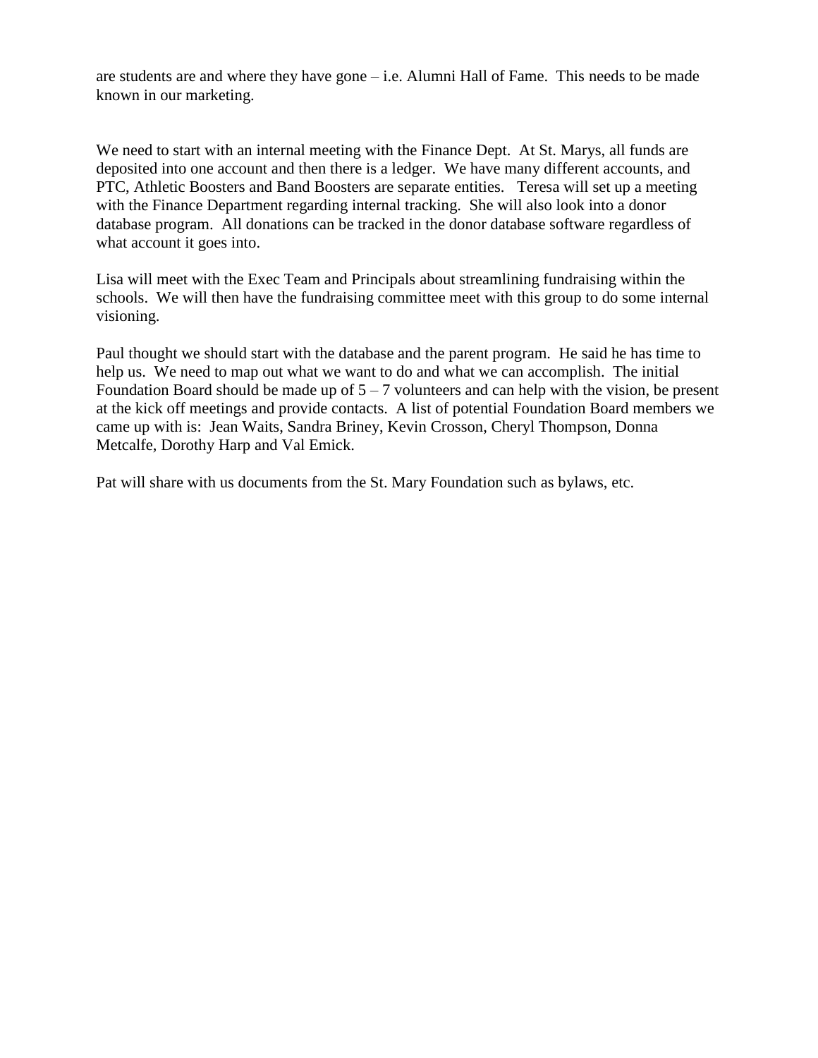are students are and where they have gone – i.e. Alumni Hall of Fame. This needs to be made known in our marketing.

We need to start with an internal meeting with the Finance Dept. At St. Marys, all funds are deposited into one account and then there is a ledger. We have many different accounts, and PTC, Athletic Boosters and Band Boosters are separate entities. Teresa will set up a meeting with the Finance Department regarding internal tracking. She will also look into a donor database program. All donations can be tracked in the donor database software regardless of what account it goes into.

Lisa will meet with the Exec Team and Principals about streamlining fundraising within the schools. We will then have the fundraising committee meet with this group to some internal visioning.

Paul thought we should start with the database and the parent program. He said he has time to help us. We need to map out what we want to do and what we can accomplish. The initial Foundation Board should be made up of 5 – 7 volunteers and can help with the vision, be present at the kick off meetings and provide contacts. A list of potential Foundation Board members we came up with is: Jean Waits, Sandra Briney, Kevin Crosson, Cheryl Thompson, Donna Metcalfe, Dorothy Harp and Val Emick.

Pat will share with us documents from the St. Mary Foundation such as bylaws, etc.